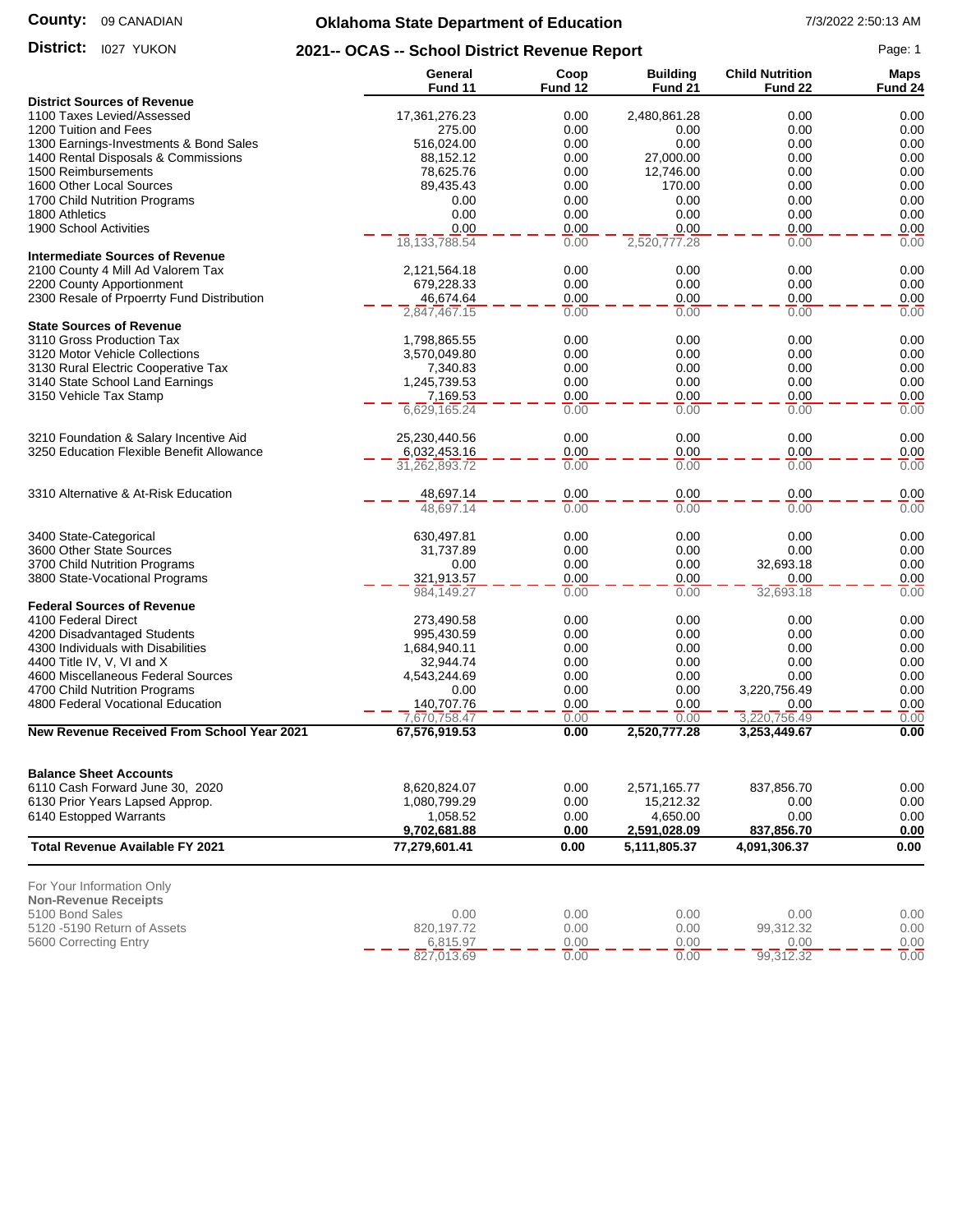**County:** 09 CANADIAN

**District:** I027 YUKON

## Oklahoma State Department of Education

## 2021-- OCAS -- School District Revenue Report

7/3/2022 2:50:13 AM

| | General Fund 11 | Coop Fund 12 | Building Fund 21 | Child Nutrition Fund 22 | Maps Fund 24 |
|---|---|---|---|---|---|
| **District Sources of Revenue** | | | | | |
| 1100 Taxes Levied/Assessed | 17,361,276.23 | 0.00 | 2,480,861.28 | 0.00 | 0.00 |
| 1200 Tuition and Fees | 275.00 | 0.00 | 0.00 | 0.00 | 0.00 |
| 1300 Earnings-Investments & Bond Sales | 516,024.00 | 0.00 | 0.00 | 0.00 | 0.00 |
| 1400 Rental Disposals & Commissions | 88,152.12 | 0.00 | 27,000.00 | 0.00 | 0.00 |
| 1500 Reimbursements | 78,625.76 | 0.00 | 12,746.00 | 0.00 | 0.00 |
| 1600 Other Local Sources | 89,435.43 | 0.00 | 170.00 | 0.00 | 0.00 |
| 1700 Child Nutrition Programs | 0.00 | 0.00 | 0.00 | 0.00 | 0.00 |
| 1800 Athletics | 0.00 | 0.00 | 0.00 | 0.00 | 0.00 |
| 1900 School Activities | 0.00 | 0.00 | 0.00 | 0.00 | 0.00 |
| | 18,133,788.54 | 0.00 | 2,520,777.28 | 0.00 | 0.00 |
| **Intermediate Sources of Revenue** | | | | | |
| 2100 County 4 Mill Ad Valorem Tax | 2,121,564.18 | 0.00 | 0.00 | 0.00 | 0.00 |
| 2200 County Apportionment | 679,228.33 | 0.00 | 0.00 | 0.00 | 0.00 |
| 2300 Resale of Prpoerrty Fund Distribution | 46,674.64 | 0.00 | 0.00 | 0.00 | 0.00 |
| | 2,847,467.15 | 0.00 | 0.00 | 0.00 | 0.00 |
| **State Sources of Revenue** | | | | | |
| 3110 Gross Production Tax | 1,798,865.55 | 0.00 | 0.00 | 0.00 | 0.00 |
| 3120 Motor Vehicle Collections | 3,570,049.80 | 0.00 | 0.00 | 0.00 | 0.00 |
| 3130 Rural Electric Cooperative Tax | 7,340.83 | 0.00 | 0.00 | 0.00 | 0.00 |
| 3140 State School Land Earnings | 1,245,739.53 | 0.00 | 0.00 | 0.00 | 0.00 |
| 3150 Vehicle Tax Stamp | 7,169.53 | 0.00 | 0.00 | 0.00 | 0.00 |
| | 6,629,165.24 | 0.00 | 0.00 | 0.00 | 0.00 |
| 3210 Foundation & Salary Incentive Aid | 25,230,440.56 | 0.00 | 0.00 | 0.00 | 0.00 |
| 3250 Education Flexible Benefit Allowance | 6,032,453.16 | 0.00 | 0.00 | 0.00 | 0.00 |
| | 31,262,893.72 | 0.00 | 0.00 | 0.00 | 0.00 |
| 3310 Alternative & At-Risk Education | 48,697.14 | 0.00 | 0.00 | 0.00 | 0.00 |
| | 48,697.14 | 0.00 | 0.00 | 0.00 | 0.00 |
| 3400 State-Categorical | 630,497.81 | 0.00 | 0.00 | 0.00 | 0.00 |
| 3600 Other State Sources | 31,737.89 | 0.00 | 0.00 | 0.00 | 0.00 |
| 3700 Child Nutrition Programs | 0.00 | 0.00 | 0.00 | 32,693.18 | 0.00 |
| 3800 State-Vocational Programs | 321,913.57 | 0.00 | 0.00 | 0.00 | 0.00 |
| | 984,149.27 | 0.00 | 0.00 | 32,693.18 | 0.00 |
| **Federal Sources of Revenue** | | | | | |
| 4100 Federal Direct | 273,490.58 | 0.00 | 0.00 | 0.00 | 0.00 |
| 4200 Disadvantaged Students | 995,430.59 | 0.00 | 0.00 | 0.00 | 0.00 |
| 4300 Individuals with Disabilities | 1,684,940.11 | 0.00 | 0.00 | 0.00 | 0.00 |
| 4400 Title IV, V, VI and X | 32,944.74 | 0.00 | 0.00 | 0.00 | 0.00 |
| 4600 Miscellaneous Federal Sources | 4,543,244.69 | 0.00 | 0.00 | 0.00 | 0.00 |
| 4700 Child Nutrition Programs | 0.00 | 0.00 | 0.00 | 3,220,756.49 | 0.00 |
| 4800 Federal Vocational Education | 140,707.76 | 0.00 | 0.00 | 0.00 | 0.00 |
| | 7,670,758.47 | 0.00 | 0.00 | 3,220,756.49 | 0.00 |
| **New Revenue Received From School Year 2021** | **67,576,919.53** | **0.00** | **2,520,777.28** | **3,253,449.67** | **0.00** |
| **Balance Sheet Accounts** | | | | | |
| 6110 Cash Forward June 30, 2020 | 8,620,824.07 | 0.00 | 2,571,165.77 | 837,856.70 | 0.00 |
| 6130 Prior Years Lapsed Approp. | 1,080,799.29 | 0.00 | 15,212.32 | 0.00 | 0.00 |
| 6140 Estopped Warrants | 1,058.52 | 0.00 | 4,650.00 | 0.00 | 0.00 |
| | **9,702,681.88** | **0.00** | **2,591,028.09** | **837,856.70** | **0.00** |
| **Total Revenue Available FY 2021** | **77,279,601.41** | **0.00** | **5,111,805.37** | **4,091,306.37** | **0.00** |

For Your Information Only

| **Non-Revenue Receipts** | General Fund 11 | Coop Fund 12 | Building Fund 21 | Child Nutrition Fund 22 | Maps Fund 24 |
|---|---|---|---|---|---|
| 5100 Bond Sales | 0.00 | 0.00 | 0.00 | 0.00 | 0.00 |
| 5120 -5190 Return of Assets | 820,197.72 | 0.00 | 0.00 | 99,312.32 | 0.00 |
| 5600 Correcting Entry | 6,815.97 | 0.00 | 0.00 | 0.00 | 0.00 |
| | 827,013.69 | 0.00 | 0.00 | 99,312.32 | 0.00 |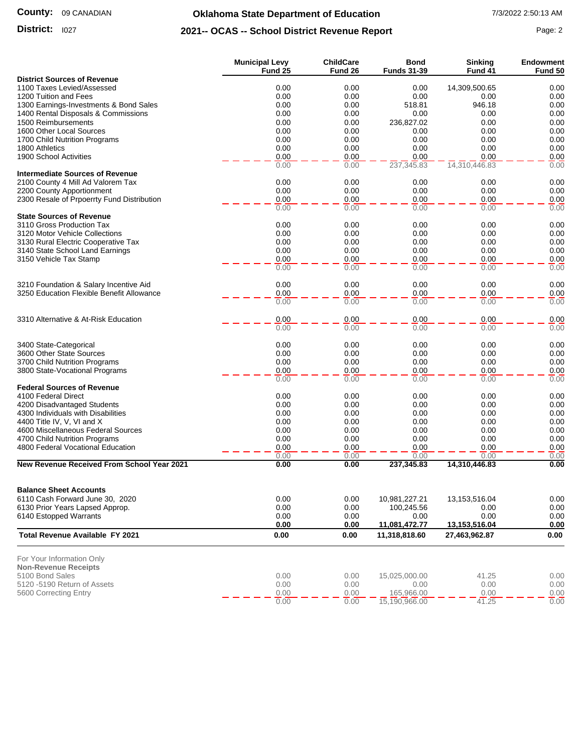**County:** 09 CANADIAN

**District:** I027

# Oklahoma State Department of Education

## 2021-- OCAS -- School District Revenue Report

7/3/2022 2:50:13 AM

| | Municipal Levy Fund 25 | ChildCare Fund 26 | Bond Funds 31-39 | Sinking Fund 41 | Endowment Fund 50 |
|---|---|---|---|---|---|
| **District Sources of Revenue** | | | | | |
| 1100 Taxes Levied/Assessed | 0.00 | 0.00 | 0.00 | 14,309,500.65 | 0.00 |
| 1200 Tuition and Fees | 0.00 | 0.00 | 0.00 | 0.00 | 0.00 |
| 1300 Earnings-Investments & Bond Sales | 0.00 | 0.00 | 518.81 | 946.18 | 0.00 |
| 1400 Rental Disposals & Commissions | 0.00 | 0.00 | 0.00 | 0.00 | 0.00 |
| 1500 Reimbursements | 0.00 | 0.00 | 236,827.02 | 0.00 | 0.00 |
| 1600 Other Local Sources | 0.00 | 0.00 | 0.00 | 0.00 | 0.00 |
| 1700 Child Nutrition Programs | 0.00 | 0.00 | 0.00 | 0.00 | 0.00 |
| 1800 Athletics | 0.00 | 0.00 | 0.00 | 0.00 | 0.00 |
| 1900 School Activities | 0.00 | 0.00 | 0.00 | 0.00 | 0.00 |
| | 0.00 | 0.00 | 237,345.83 | 14,310,446.83 | 0.00 |
| **Intermediate Sources of Revenue** | | | | | |
| 2100 County 4 Mill Ad Valorem Tax | 0.00 | 0.00 | 0.00 | 0.00 | 0.00 |
| 2200 County Apportionment | 0.00 | 0.00 | 0.00 | 0.00 | 0.00 |
| 2300 Resale of Prpoerrty Fund Distribution | 0.00 | 0.00 | 0.00 | 0.00 | 0.00 |
| | 0.00 | 0.00 | 0.00 | 0.00 | 0.00 |
| **State Sources of Revenue** | | | | | |
| 3110 Gross Production Tax | 0.00 | 0.00 | 0.00 | 0.00 | 0.00 |
| 3120 Motor Vehicle Collections | 0.00 | 0.00 | 0.00 | 0.00 | 0.00 |
| 3130 Rural Electric Cooperative Tax | 0.00 | 0.00 | 0.00 | 0.00 | 0.00 |
| 3140 State School Land Earnings | 0.00 | 0.00 | 0.00 | 0.00 | 0.00 |
| 3150 Vehicle Tax Stamp | 0.00 | 0.00 | 0.00 | 0.00 | 0.00 |
| | 0.00 | 0.00 | 0.00 | 0.00 | 0.00 |
| 3210 Foundation & Salary Incentive Aid | 0.00 | 0.00 | 0.00 | 0.00 | 0.00 |
| 3250 Education Flexible Benefit Allowance | 0.00 | 0.00 | 0.00 | 0.00 | 0.00 |
| | 0.00 | 0.00 | 0.00 | 0.00 | 0.00 |
| 3310 Alternative & At-Risk Education | 0.00 | 0.00 | 0.00 | 0.00 | 0.00 |
| | 0.00 | 0.00 | 0.00 | 0.00 | 0.00 |
| 3400 State-Categorical | 0.00 | 0.00 | 0.00 | 0.00 | 0.00 |
| 3600 Other State Sources | 0.00 | 0.00 | 0.00 | 0.00 | 0.00 |
| 3700 Child Nutrition Programs | 0.00 | 0.00 | 0.00 | 0.00 | 0.00 |
| 3800 State-Vocational Programs | 0.00 | 0.00 | 0.00 | 0.00 | 0.00 |
| | 0.00 | 0.00 | 0.00 | 0.00 | 0.00 |
| **Federal Sources of Revenue** | | | | | |
| 4100 Federal Direct | 0.00 | 0.00 | 0.00 | 0.00 | 0.00 |
| 4200 Disadvantaged Students | 0.00 | 0.00 | 0.00 | 0.00 | 0.00 |
| 4300 Individuals with Disabilities | 0.00 | 0.00 | 0.00 | 0.00 | 0.00 |
| 4400 Title IV, V, VI and X | 0.00 | 0.00 | 0.00 | 0.00 | 0.00 |
| 4600 Miscellaneous Federal Sources | 0.00 | 0.00 | 0.00 | 0.00 | 0.00 |
| 4700 Child Nutrition Programs | 0.00 | 0.00 | 0.00 | 0.00 | 0.00 |
| 4800 Federal Vocational Education | 0.00 | 0.00 | 0.00 | 0.00 | 0.00 |
| | 0.00 | 0.00 | 0.00 | 0.00 | 0.00 |
| **New Revenue Received From School Year 2021** | **0.00** | **0.00** | **237,345.83** | **14,310,446.83** | **0.00** |
| **Balance Sheet Accounts** | | | | | |
| 6110 Cash Forward June 30, 2020 | 0.00 | 0.00 | 10,981,227.21 | 13,153,516.04 | 0.00 |
| 6130 Prior Years Lapsed Approp. | 0.00 | 0.00 | 100,245.56 | 0.00 | 0.00 |
| 6140 Estopped Warrants | 0.00 | 0.00 | 0.00 | 0.00 | 0.00 |
| | **0.00** | **0.00** | **11,081,472.77** | **13,153,516.04** | **0.00** |
| **Total Revenue Available FY 2021** | **0.00** | **0.00** | **11,318,818.60** | **27,463,962.87** | **0.00** |

For Your Information Only

| **Non-Revenue Receipts** | | | | | |
|---|---|---|---|---|---|
| 5100 Bond Sales | 0.00 | 0.00 | 15,025,000.00 | 41.25 | 0.00 |
| 5120 -5190 Return of Assets | 0.00 | 0.00 | 0.00 | 0.00 | 0.00 |
| 5600 Correcting Entry | 0.00 | 0.00 | 165,966.00 | 0.00 | 0.00 |
| | 0.00 | 0.00 | 15,190,966.00 | 41.25 | 0.00 |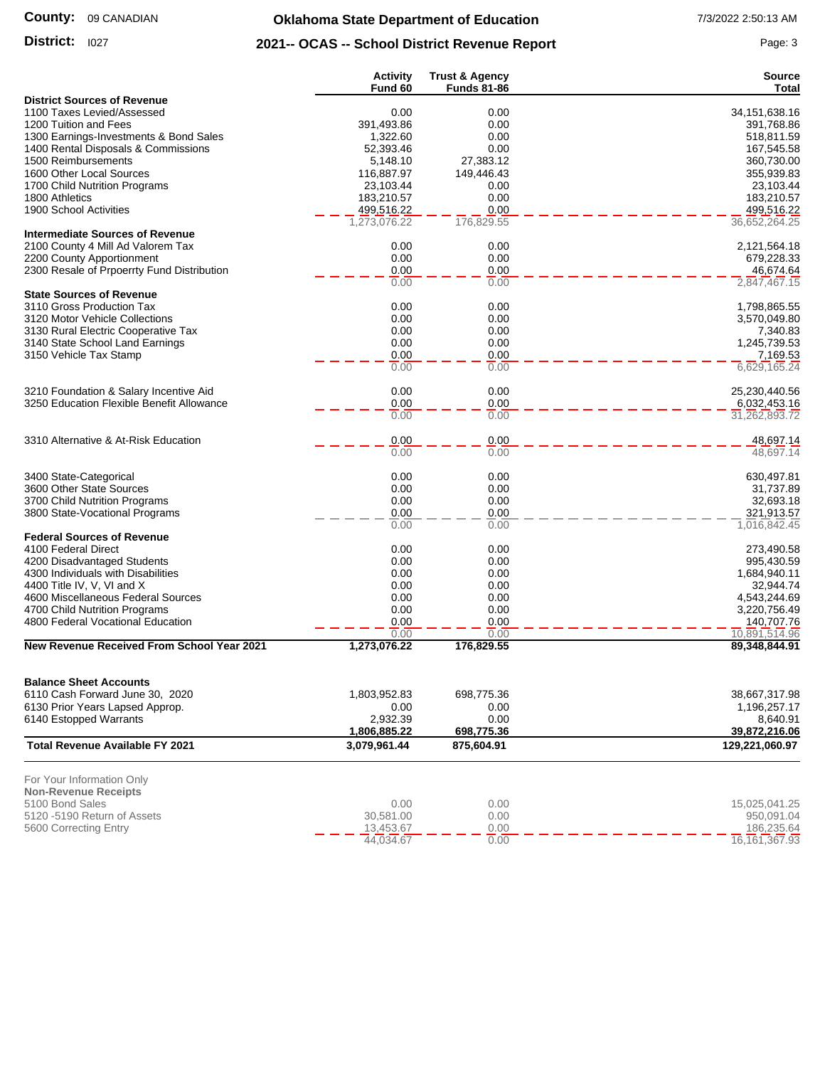**County:** 09 CANADIAN

**District:** I027

# Oklahoma State Department of Education

## 2021-- OCAS -- School District Revenue Report

7/3/2022 2:50:13 AM

| | Activity Fund 60 | Trust & Agency Funds 81-86 | Source Total |
|---|---|---|---|
| **District Sources of Revenue** | | | |
| 1100 Taxes Levied/Assessed | 0.00 | 0.00 | 34,151,638.16 |
| 1200 Tuition and Fees | 391,493.86 | 0.00 | 391,768.86 |
| 1300 Earnings-Investments & Bond Sales | 1,322.60 | 0.00 | 518,811.59 |
| 1400 Rental Disposals & Commissions | 52,393.46 | 0.00 | 167,545.58 |
| 1500 Reimbursements | 5,148.10 | 27,383.12 | 360,730.00 |
| 1600 Other Local Sources | 116,887.97 | 149,446.43 | 355,939.83 |
| 1700 Child Nutrition Programs | 23,103.44 | 0.00 | 23,103.44 |
| 1800 Athletics | 183,210.57 | 0.00 | 183,210.57 |
| 1900 School Activities | 499,516.22 | 0.00 | 499,516.22 |
| | 1,273,076.22 | 176,829.55 | 36,652,264.25 |
| **Intermediate Sources of Revenue** | | | |
| 2100 County 4 Mill Ad Valorem Tax | 0.00 | 0.00 | 2,121,564.18 |
| 2200 County Apportionment | 0.00 | 0.00 | 679,228.33 |
| 2300 Resale of Prpoerrty Fund Distribution | 0.00 | 0.00 | 46,674.64 |
| | 0.00 | 0.00 | 2,847,467.15 |
| **State Sources of Revenue** | | | |
| 3110 Gross Production Tax | 0.00 | 0.00 | 1,798,865.55 |
| 3120 Motor Vehicle Collections | 0.00 | 0.00 | 3,570,049.80 |
| 3130 Rural Electric Cooperative Tax | 0.00 | 0.00 | 7,340.83 |
| 3140 State School Land Earnings | 0.00 | 0.00 | 1,245,739.53 |
| 3150 Vehicle Tax Stamp | 0.00 | 0.00 | 7,169.53 |
| | 0.00 | 0.00 | 6,629,165.24 |
| 3210 Foundation & Salary Incentive Aid | 0.00 | 0.00 | 25,230,440.56 |
| 3250 Education Flexible Benefit Allowance | 0.00 | 0.00 | 6,032,453.16 |
| | 0.00 | 0.00 | 31,262,893.72 |
| 3310 Alternative & At-Risk Education | 0.00 | 0.00 | 48,697.14 |
| | 0.00 | 0.00 | 48,697.14 |
| 3400 State-Categorical | 0.00 | 0.00 | 630,497.81 |
| 3600 Other State Sources | 0.00 | 0.00 | 31,737.89 |
| 3700 Child Nutrition Programs | 0.00 | 0.00 | 32,693.18 |
| 3800 State-Vocational Programs | 0.00 | 0.00 | 321,913.57 |
| | 0.00 | 0.00 | 1,016,842.45 |
| **Federal Sources of Revenue** | | | |
| 4100 Federal Direct | 0.00 | 0.00 | 273,490.58 |
| 4200 Disadvantaged Students | 0.00 | 0.00 | 995,430.59 |
| 4300 Individuals with Disabilities | 0.00 | 0.00 | 1,684,940.11 |
| 4400 Title IV, V, VI and X | 0.00 | 0.00 | 32,944.74 |
| 4600 Miscellaneous Federal Sources | 0.00 | 0.00 | 4,543,244.69 |
| 4700 Child Nutrition Programs | 0.00 | 0.00 | 3,220,756.49 |
| 4800 Federal Vocational Education | 0.00 | 0.00 | 140,707.76 |
| | 0.00 | 0.00 | 10,891,514.96 |
| **New Revenue Received From School Year 2021** | **1,273,076.22** | **176,829.55** | **89,348,844.91** |
| **Balance Sheet Accounts** | | | |
| 6110 Cash Forward June 30, 2020 | 1,803,952.83 | 698,775.36 | 38,667,317.98 |
| 6130 Prior Years Lapsed Approp. | 0.00 | 0.00 | 1,196,257.17 |
| 6140 Estopped Warrants | 2,932.39 | 0.00 | 8,640.91 |
| | **1,806,885.22** | **698,775.36** | **39,872,216.06** |
| **Total Revenue Available FY 2021** | **3,079,961.44** | **875,604.91** | **129,221,060.97** |

For Your Information Only

| | Activity Fund 60 | Trust & Agency Funds 81-86 | Source Total |
|---|---|---|---|
| **Non-Revenue Receipts** | | | |
| 5100 Bond Sales | 0.00 | 0.00 | 15,025,041.25 |
| 5120 -5190 Return of Assets | 30,581.00 | 0.00 | 950,091.04 |
| 5600 Correcting Entry | 13,453.67 | 0.00 | 186,235.64 |
| | 44,034.67 | 0.00 | 16,161,367.93 |